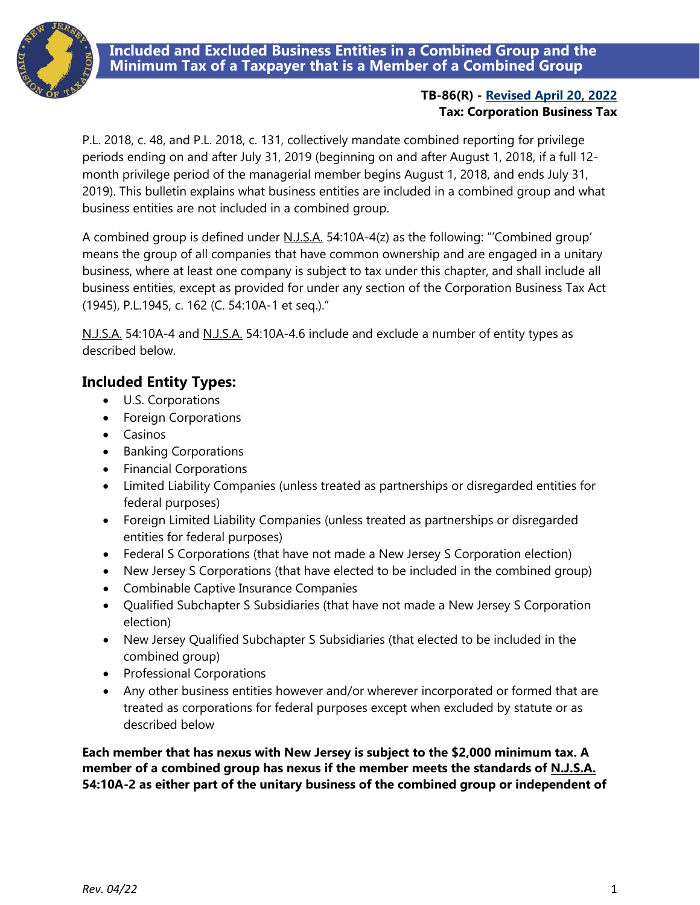# Included and Excluded Business Entities in a Combined Group and the Minimum Tax of a Taxpayer that is a Member of a Combined Group

**TB-86(R) - Revised April 20, 2022**
**Tax: Corporation Business Tax**

P.L. 2018, c. 48, and P.L. 2018, c. 131, collectively mandate combined reporting for privilege periods ending on and after July 31, 2019 (beginning on and after August 1, 2018, if a full 12-month privilege period of the managerial member begins August 1, 2018, and ends July 31, 2019). This bulletin explains what business entities are included in a combined group and what business entities are not included in a combined group.

A combined group is defined under N.J.S.A. 54:10A-4(z) as the following: "'Combined group' means the group of all companies that have common ownership and are engaged in a unitary business, where at least one company is subject to tax under this chapter, and shall include all business entities, except as provided for under any section of the Corporation Business Tax Act (1945), P.L.1945, c. 162 (C. 54:10A-1 et seq.)."

N.J.S.A. 54:10A-4 and N.J.S.A. 54:10A-4.6 include and exclude a number of entity types as described below.

## Included Entity Types:

- U.S. Corporations
- Foreign Corporations
- Casinos
- Banking Corporations
- Financial Corporations
- Limited Liability Companies (unless treated as partnerships or disregarded entities for federal purposes)
- Foreign Limited Liability Companies (unless treated as partnerships or disregarded entities for federal purposes)
- Federal S Corporations (that have not made a New Jersey S Corporation election)
- New Jersey S Corporations (that have elected to be included in the combined group)
- Combinable Captive Insurance Companies
- Qualified Subchapter S Subsidiaries (that have not made a New Jersey S Corporation election)
- New Jersey Qualified Subchapter S Subsidiaries (that elected to be included in the combined group)
- Professional Corporations
- Any other business entities however and/or wherever incorporated or formed that are treated as corporations for federal purposes except when excluded by statute or as described below

**Each member that has nexus with New Jersey is subject to the $2,000 minimum tax. A member of a combined group has nexus if the member meets the standards of N.J.S.A. 54:10A-2 as either part of the unitary business of the combined group or independent of**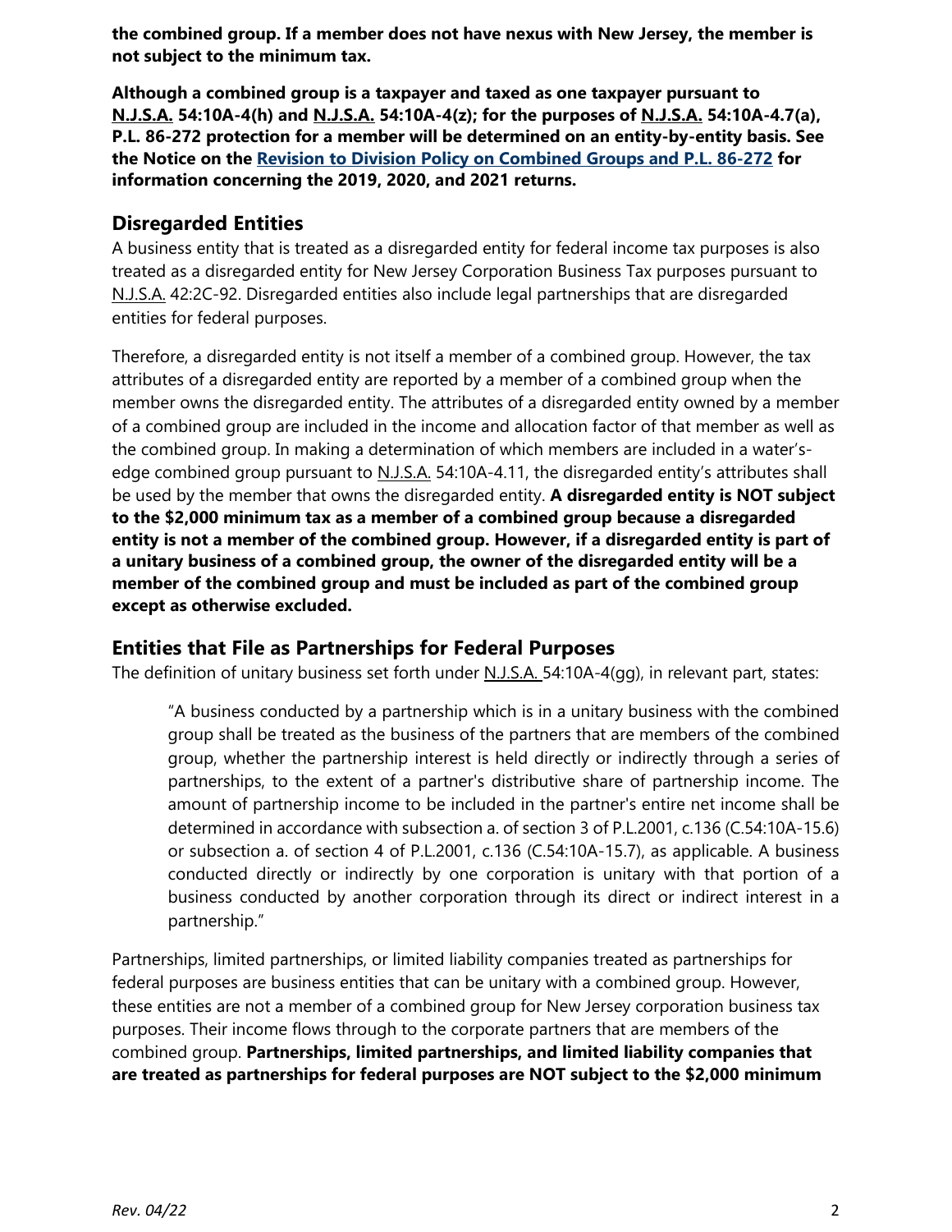**the combined group. If a member does not have nexus with New Jersey, the member is not subject to the minimum tax.**

**Although a combined group is a taxpayer and taxed as one taxpayer pursuant to N.J.S.A. 54:10A-4(h) and N.J.S.A. 54:10A-4(z); for the purposes of N.J.S.A. 54:10A-4.7(a), P.L. 86-272 protection for a member will be determined on an entity-by-entity basis. See the Notice on the Revision to Division Policy on Combined Groups and P.L. 86-272 for information concerning the 2019, 2020, and 2021 returns.**

## Disregarded Entities

A business entity that is treated as a disregarded entity for federal income tax purposes is also treated as a disregarded entity for New Jersey Corporation Business Tax purposes pursuant to N.J.S.A. 42:2C-92. Disregarded entities also include legal partnerships that are disregarded entities for federal purposes.

Therefore, a disregarded entity is not itself a member of a combined group. However, the tax attributes of a disregarded entity are reported by a member of a combined group when the member owns the disregarded entity. The attributes of a disregarded entity owned by a member of a combined group are included in the income and allocation factor of that member as well as the combined group. In making a determination of which members are included in a water's-edge combined group pursuant to N.J.S.A. 54:10A-4.11, the disregarded entity's attributes shall be used by the member that owns the disregarded entity. **A disregarded entity is NOT subject to the $2,000 minimum tax as a member of a combined group because a disregarded entity is not a member of the combined group. However, if a disregarded entity is part of a unitary business of a combined group, the owner of the disregarded entity will be a member of the combined group and must be included as part of the combined group except as otherwise excluded.**

## Entities that File as Partnerships for Federal Purposes

The definition of unitary business set forth under N.J.S.A. 54:10A-4(gg), in relevant part, states:

> "A business conducted by a partnership which is in a unitary business with the combined group shall be treated as the business of the partners that are members of the combined group, whether the partnership interest is held directly or indirectly through a series of partnerships, to the extent of a partner's distributive share of partnership income. The amount of partnership income to be included in the partner's entire net income shall be determined in accordance with subsection a. of section 3 of P.L.2001, c.136 (C.54:10A-15.6) or subsection a. of section 4 of P.L.2001, c.136 (C.54:10A-15.7), as applicable. A business conducted directly or indirectly by one corporation is unitary with that portion of a business conducted by another corporation through its direct or indirect interest in a partnership."

Partnerships, limited partnerships, or limited liability companies treated as partnerships for federal purposes are business entities that can be unitary with a combined group. However, these entities are not a member of a combined group for New Jersey corporation business tax purposes. Their income flows through to the corporate partners that are members of the combined group. **Partnerships, limited partnerships, and limited liability companies that are treated as partnerships for federal purposes are NOT subject to the $2,000 minimum**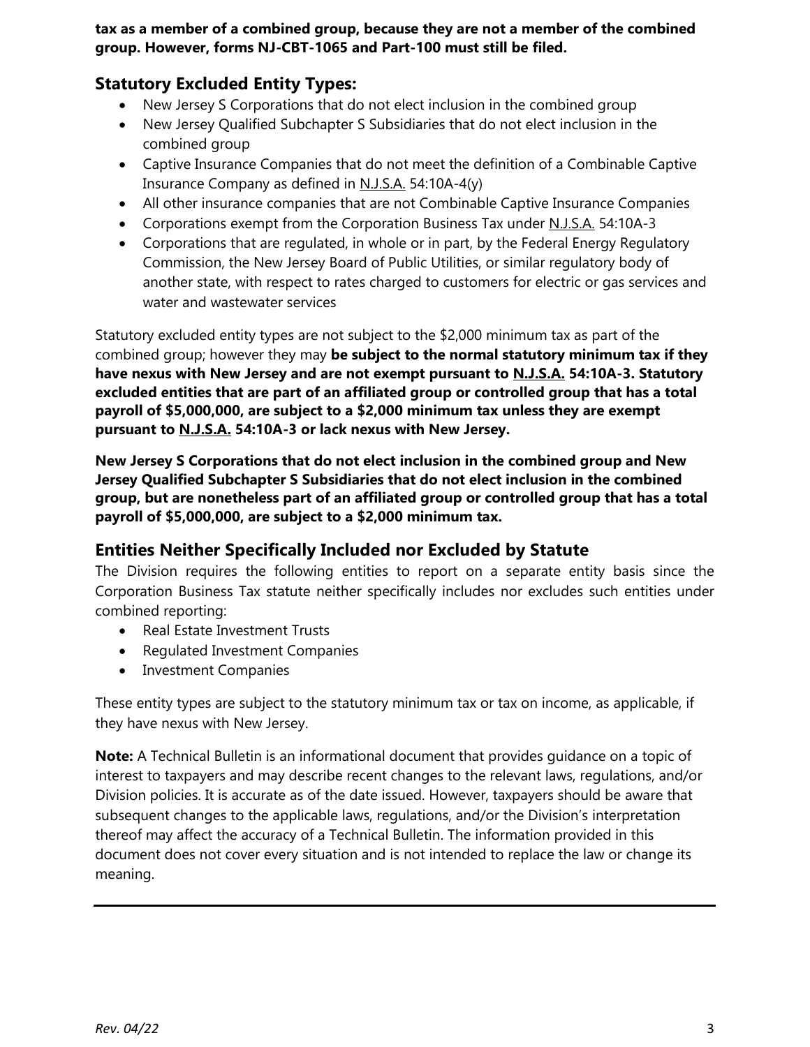**tax as a member of a combined group, because they are not a member of the combined group. However, forms NJ-CBT-1065 and Part-100 must still be filed.**

## Statutory Excluded Entity Types:

- New Jersey S Corporations that do not elect inclusion in the combined group
- New Jersey Qualified Subchapter S Subsidiaries that do not elect inclusion in the combined group
- Captive Insurance Companies that do not meet the definition of a Combinable Captive Insurance Company as defined in N.J.S.A. 54:10A-4(y)
- All other insurance companies that are not Combinable Captive Insurance Companies
- Corporations exempt from the Corporation Business Tax under N.J.S.A. 54:10A-3
- Corporations that are regulated, in whole or in part, by the Federal Energy Regulatory Commission, the New Jersey Board of Public Utilities, or similar regulatory body of another state, with respect to rates charged to customers for electric or gas services and water and wastewater services

Statutory excluded entity types are not subject to the $2,000 minimum tax as part of the combined group; however they may **be subject to the normal statutory minimum tax if they have nexus with New Jersey and are not exempt pursuant to N.J.S.A. 54:10A-3. Statutory excluded entities that are part of an affiliated group or controlled group that has a total payroll of $5,000,000, are subject to a $2,000 minimum tax unless they are exempt pursuant to N.J.S.A. 54:10A-3 or lack nexus with New Jersey.**

**New Jersey S Corporations that do not elect inclusion in the combined group and New Jersey Qualified Subchapter S Subsidiaries that do not elect inclusion in the combined group, but are nonetheless part of an affiliated group or controlled group that has a total payroll of $5,000,000, are subject to a $2,000 minimum tax.**

## Entities Neither Specifically Included nor Excluded by Statute

The Division requires the following entities to report on a separate entity basis since the Corporation Business Tax statute neither specifically includes nor excludes such entities under combined reporting:

- Real Estate Investment Trusts
- Regulated Investment Companies
- Investment Companies

These entity types are subject to the statutory minimum tax or tax on income, as applicable, if they have nexus with New Jersey.

**Note:** A Technical Bulletin is an informational document that provides guidance on a topic of interest to taxpayers and may describe recent changes to the relevant laws, regulations, and/or Division policies. It is accurate as of the date issued. However, taxpayers should be aware that subsequent changes to the applicable laws, regulations, and/or the Division's interpretation thereof may affect the accuracy of a Technical Bulletin. The information provided in this document does not cover every situation and is not intended to replace the law or change its meaning.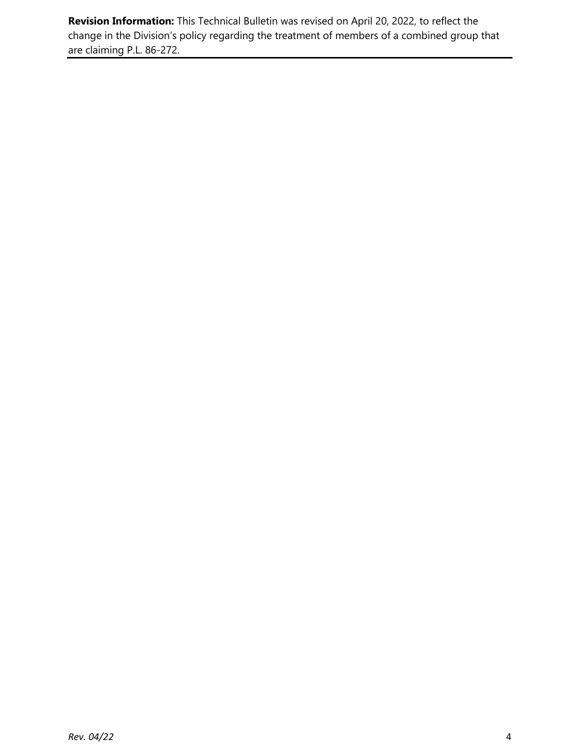**Revision Information:** This Technical Bulletin was revised on April 20, 2022, to reflect the change in the Division's policy regarding the treatment of members of a combined group that are claiming P.L. 86-272.